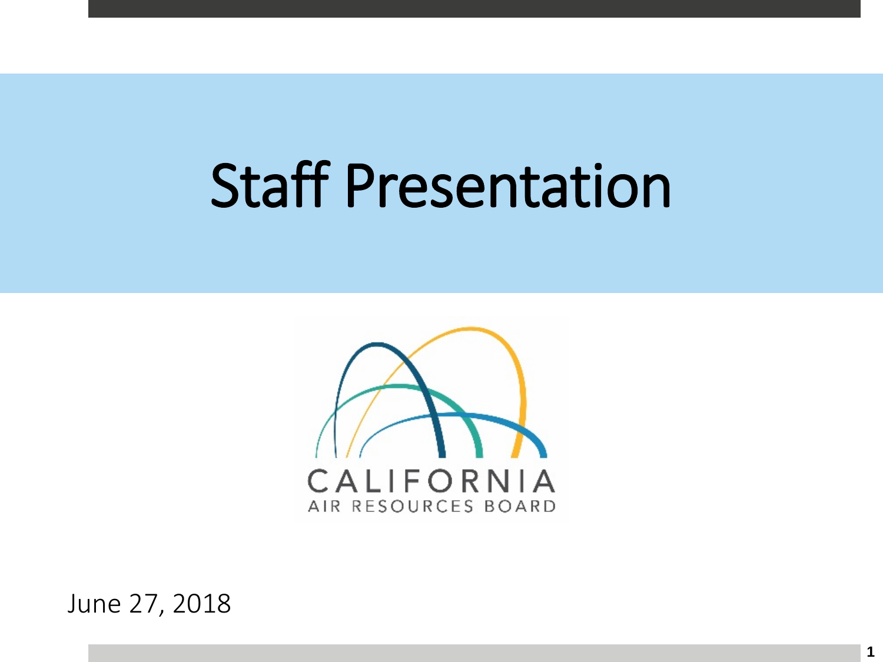# Staff Presentation

CALIFORNIA

AIR RESOURCES BOARD

June 27, 2018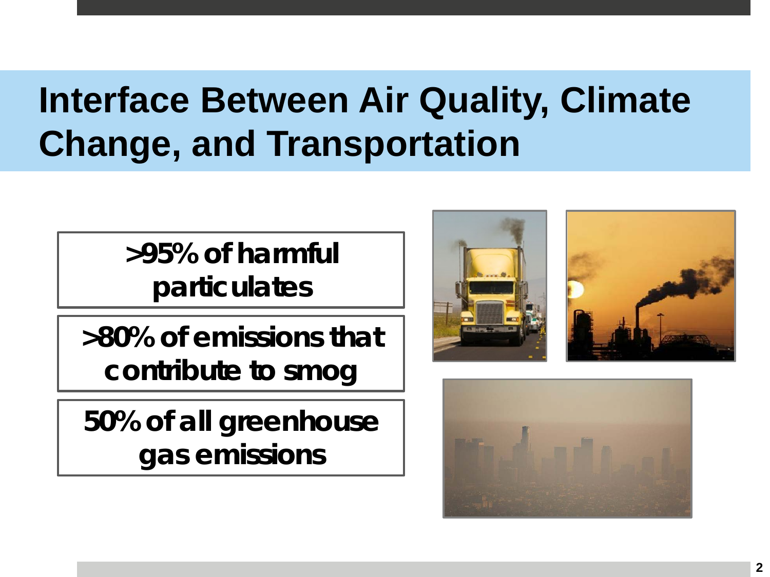# Interface Between Air Quality, Climate Change, and Transportation

**>95% of harmful particulates**

**>80% of emissions that contribute to smog**

**50% of all greenhouse gas emissions**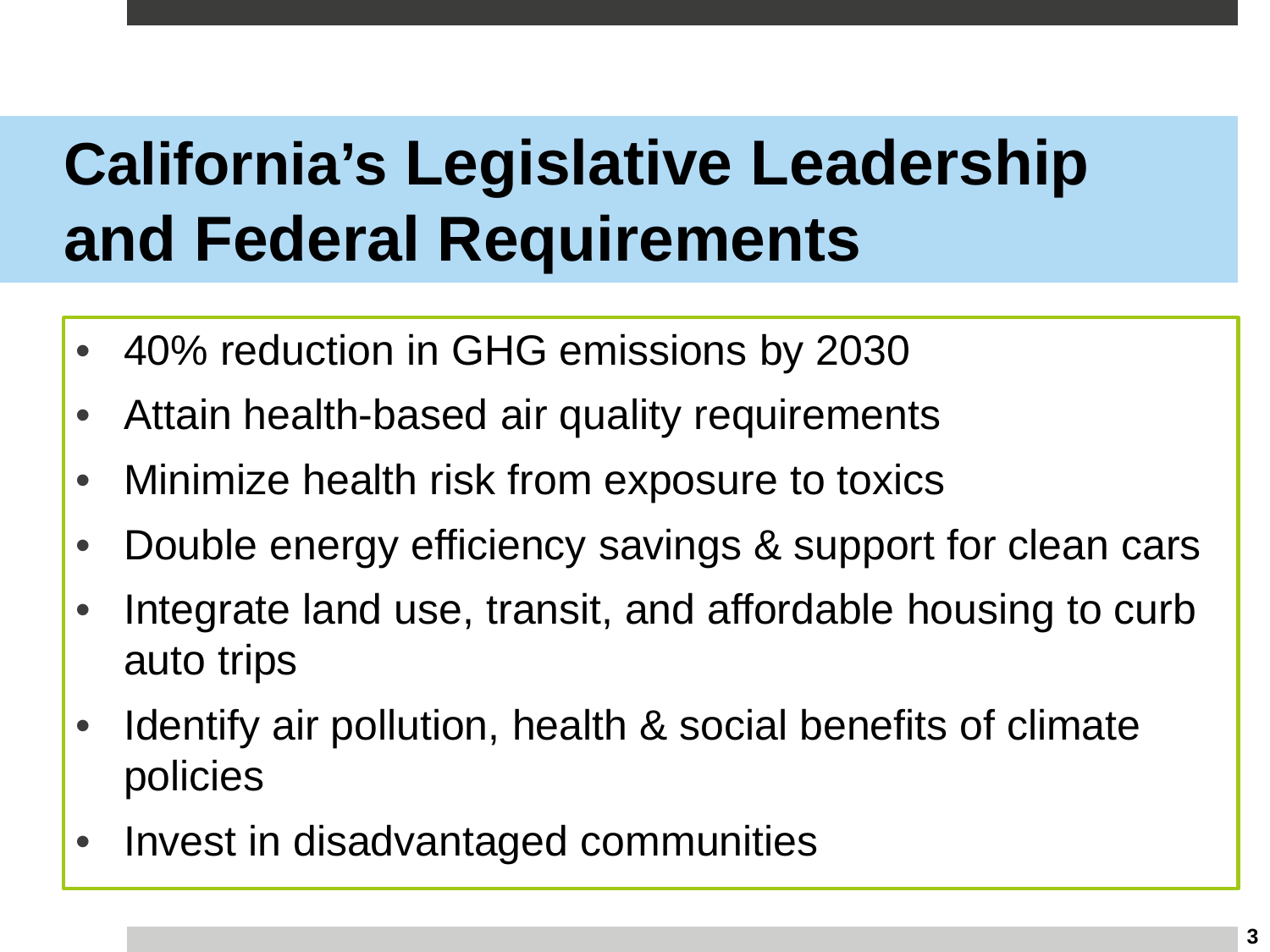# California's Legislative Leadership and Federal Requirements

- 40% reduction in GHG emissions by 2030
- Attain health-based air quality requirements
- Minimize health risk from exposure to toxics
- Double energy efficiency savings & support for clean cars
- Integrate land use, transit, and affordable housing to curb auto trips
- Identify air pollution, health & social benefits of climate policies
- Invest in disadvantaged communities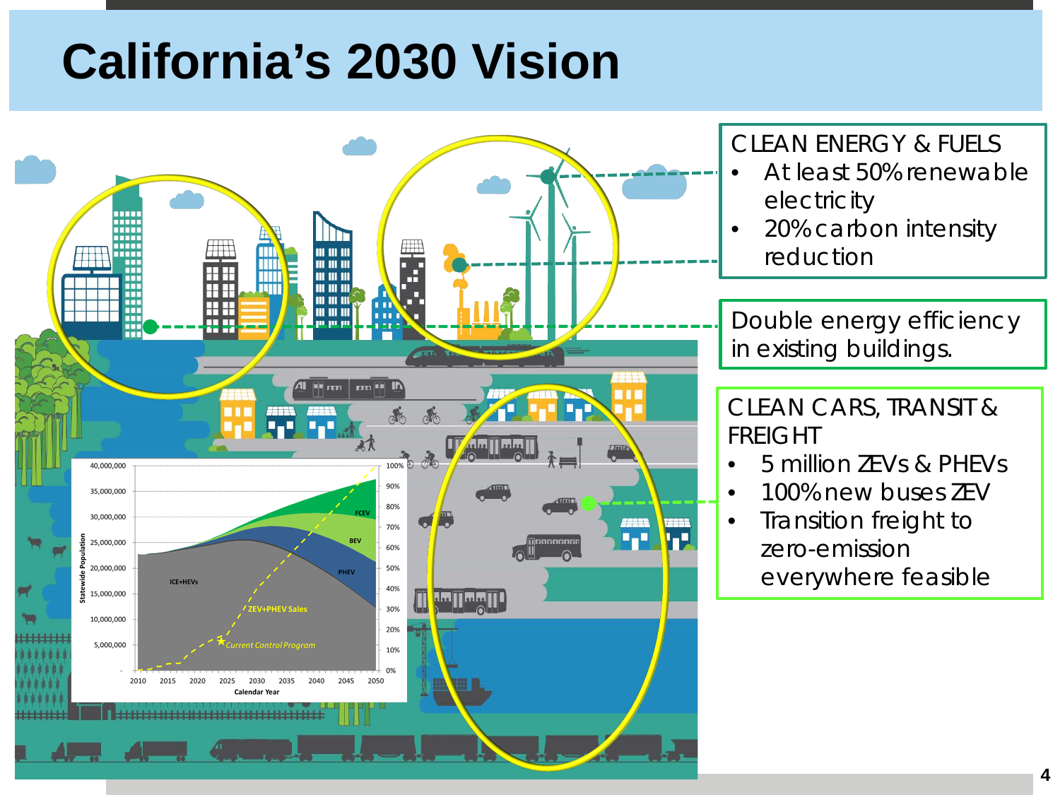# California's 2030 Vision

CLEAN ENERGY & FUELS

- At least 50% renewable electricity
- 20% carbon intensity reduction

Double energy efficiency in existing buildings.

CLEAN CARS, TRANSIT & FREIGHT

- 5 million ZEVs & PHEVs
- 100% new buses ZEV
- Transition freight to zero-emission everywhere feasible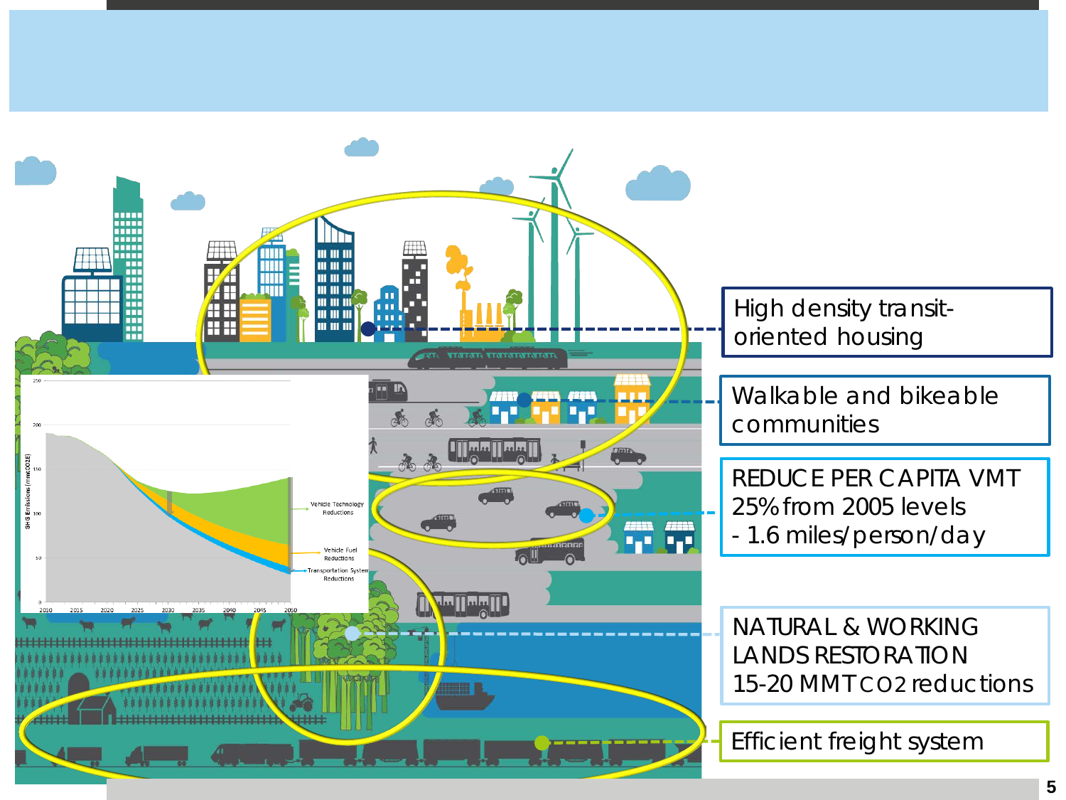High density transit-oriented housing

Walkable and bikeable communities

REDUCE PER CAPITA VMT 25% from 2005 levels - 1.6 miles/person/day

NATURAL & WORKING LANDS RESTORATION 15-20 MMT $CO_2$ reductions

Efficient freight system

Vehicle Technology Reductions

Vehicle Fuel Reductions

Transportation System Reductions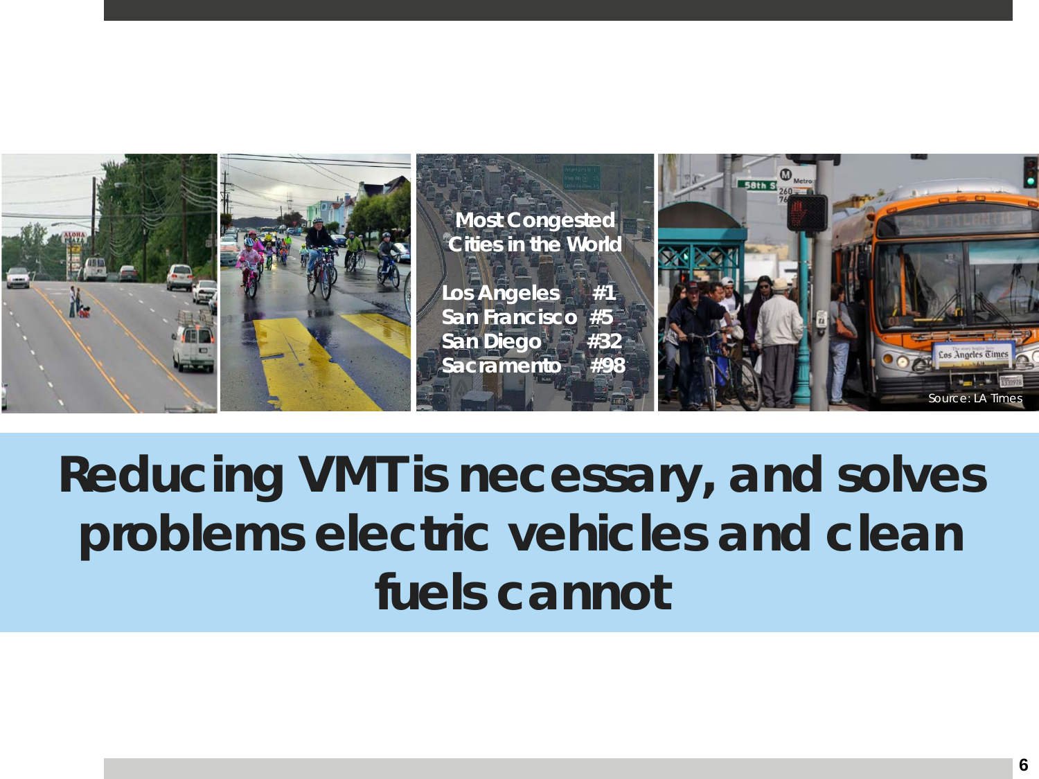**Most Congested Cities in the World**

| | |
|---|---|
| Los Angeles | #1 |
| San Francisco | #5 |
| San Diego | #32 |
| Sacramento | #98 |

Source: LA Times

# Reducing VMT is necessary, and solves problems electric vehicles and clean fuels cannot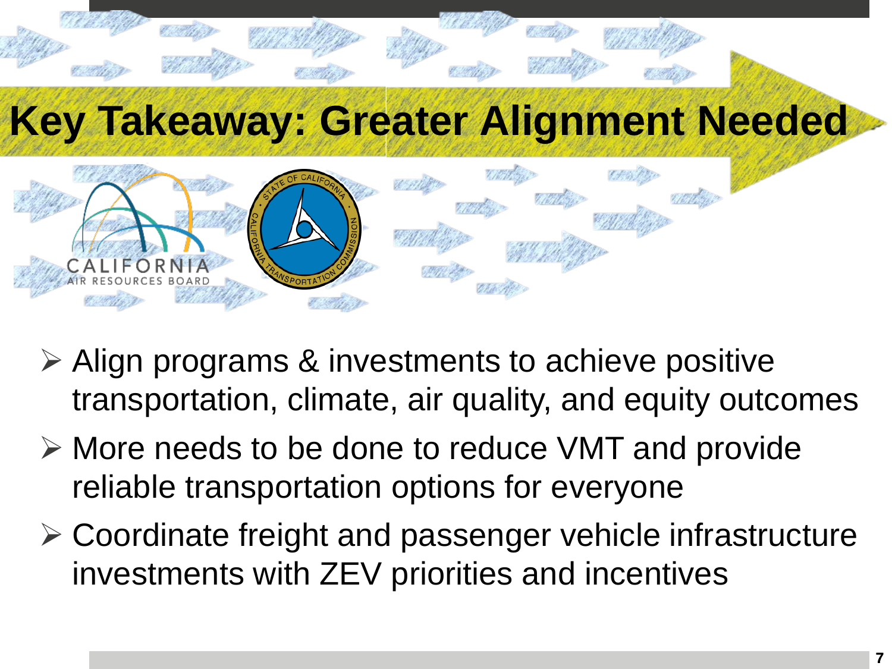# Key Takeaway: Greater Alignment Needed

- Align programs & investments to achieve positive transportation, climate, air quality, and equity outcomes
- More needs to be done to reduce VMT and provide reliable transportation options for everyone
- Coordinate freight and passenger vehicle infrastructure investments with ZEV priorities and incentives